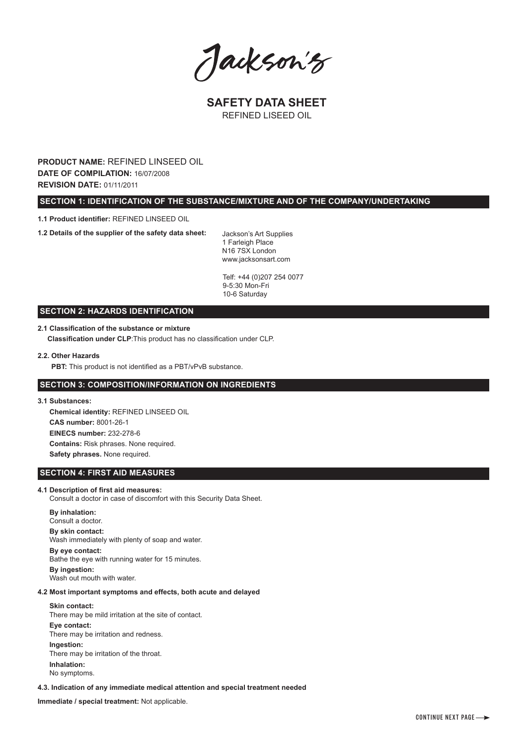Jackson's

# SAFETY DATA SHEET

REFINED LISEED OIL

**PRODUCT NAME:** REFINED LINSEED OIL
**DATE OF COMPILATION:** 16/07/2008
**REVISION DATE:** 01/11/2011

## SECTION 1: IDENTIFICATION OF THE SUBSTANCE/MIXTURE AND OF THE COMPANY/UNDERTAKING

**1.1 Product identifier:** REFINED LINSEED OIL

**1.2 Details of the supplier of the safety data sheet:**

Jackson's Art Supplies
1 Farleigh Place
N16 7SX London
www.jacksonsart.com

Telf: +44 (0)207 254 0077
9-5:30 Mon-Fri
10-6 Saturday

## SECTION 2: HAZARDS IDENTIFICATION

**2.1 Classification of the substance or mixture**

**Classification under CLP**:This product has no classification under CLP.

**2.2. Other Hazards**

**PBT:** This product is not identified as a PBT/vPvB substance.

## SECTION 3: COMPOSITION/INFORMATION ON INGREDIENTS

**3.1 Substances:**

**Chemical identity:** REFINED LINSEED OIL
**CAS number:** 8001-26-1
**EINECS number:** 232-278-6
**Contains:** Risk phrases. None required.
**Safety phrases.** None required.

## SECTION 4: FIRST AID MEASURES

**4.1 Description of first aid measures:**
Consult a doctor in case of discomfort with this Security Data Sheet.

**By inhalation:**
Consult a doctor.
**By skin contact:**
Wash immediately with plenty of soap and water.
**By eye contact:**
Bathe the eye with running water for 15 minutes.
**By ingestion:**
Wash out mouth with water.

**4.2 Most important symptoms and effects, both acute and delayed**

**Skin contact:**
There may be mild irritation at the site of contact.
**Eye contact:**
There may be irritation and redness.
**Ingestion:**
There may be irritation of the throat.
**Inhalation:**
No symptoms.

**4.3. Indication of any immediate medical attention and special treatment needed**

**Immediate / special treatment:** Not applicable.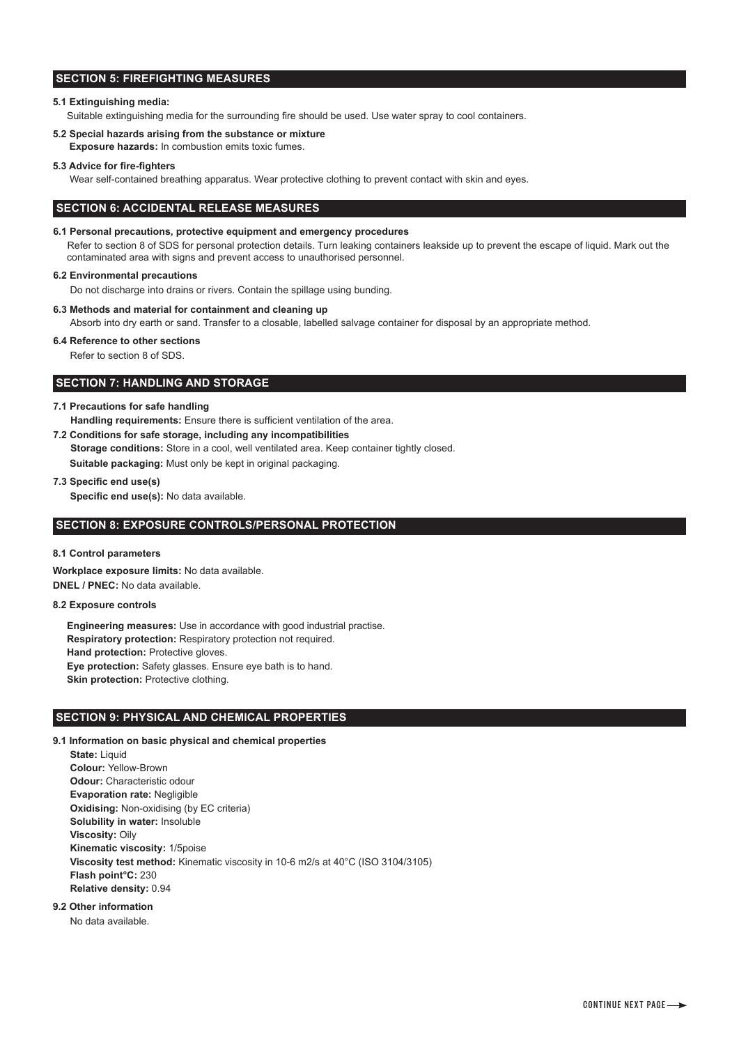## SECTION 5: FIREFIGHTING MEASURES

**5.1 Extinguishing media:**

Suitable extinguishing media for the surrounding fire should be used. Use water spray to cool containers.

**5.2 Special hazards arising from the substance or mixture**

**Exposure hazards:** In combustion emits toxic fumes.

**5.3 Advice for fire-fighters**

Wear self-contained breathing apparatus. Wear protective clothing to prevent contact with skin and eyes.

## SECTION 6: ACCIDENTAL RELEASE MEASURES

**6.1 Personal precautions, protective equipment and emergency procedures**

Refer to section 8 of SDS for personal protection details. Turn leaking containers leakside up to prevent the escape of liquid. Mark out the contaminated area with signs and prevent access to unauthorised personnel.

**6.2 Environmental precautions**

Do not discharge into drains or rivers. Contain the spillage using bunding.

**6.3 Methods and material for containment and cleaning up**

Absorb into dry earth or sand. Transfer to a closable, labelled salvage container for disposal by an appropriate method.

**6.4 Reference to other sections**

Refer to section 8 of SDS.

## SECTION 7: HANDLING AND STORAGE

**7.1 Precautions for safe handling**

**Handling requirements:** Ensure there is sufficient ventilation of the area.

**7.2 Conditions for safe storage, including any incompatibilities**

**Storage conditions:** Store in a cool, well ventilated area. Keep container tightly closed.

**Suitable packaging:** Must only be kept in original packaging.

**7.3 Specific end use(s)**

**Specific end use(s):** No data available.

## SECTION 8: EXPOSURE CONTROLS/PERSONAL PROTECTION

**8.1 Control parameters**

**Workplace exposure limits:** No data available.
**DNEL / PNEC:** No data available.

**8.2 Exposure controls**

**Engineering measures:** Use in accordance with good industrial practise.
**Respiratory protection:** Respiratory protection not required.
**Hand protection:** Protective gloves.
**Eye protection:** Safety glasses. Ensure eye bath is to hand.
**Skin protection:** Protective clothing.

## SECTION 9: PHYSICAL AND CHEMICAL PROPERTIES

**9.1 Information on basic physical and chemical properties**

**State:** Liquid
**Colour:** Yellow-Brown
**Odour:** Characteristic odour
**Evaporation rate:** Negligible
**Oxidising:** Non-oxidising (by EC criteria)
**Solubility in water:** Insoluble
**Viscosity:** Oily
**Kinematic viscosity:** 1/5poise
**Viscosity test method:** Kinematic viscosity in 10-6 m2/s at 40°C (ISO 3104/3105)
**Flash point°C:** 230
**Relative density:** 0.94

**9.2 Other information**

No data available.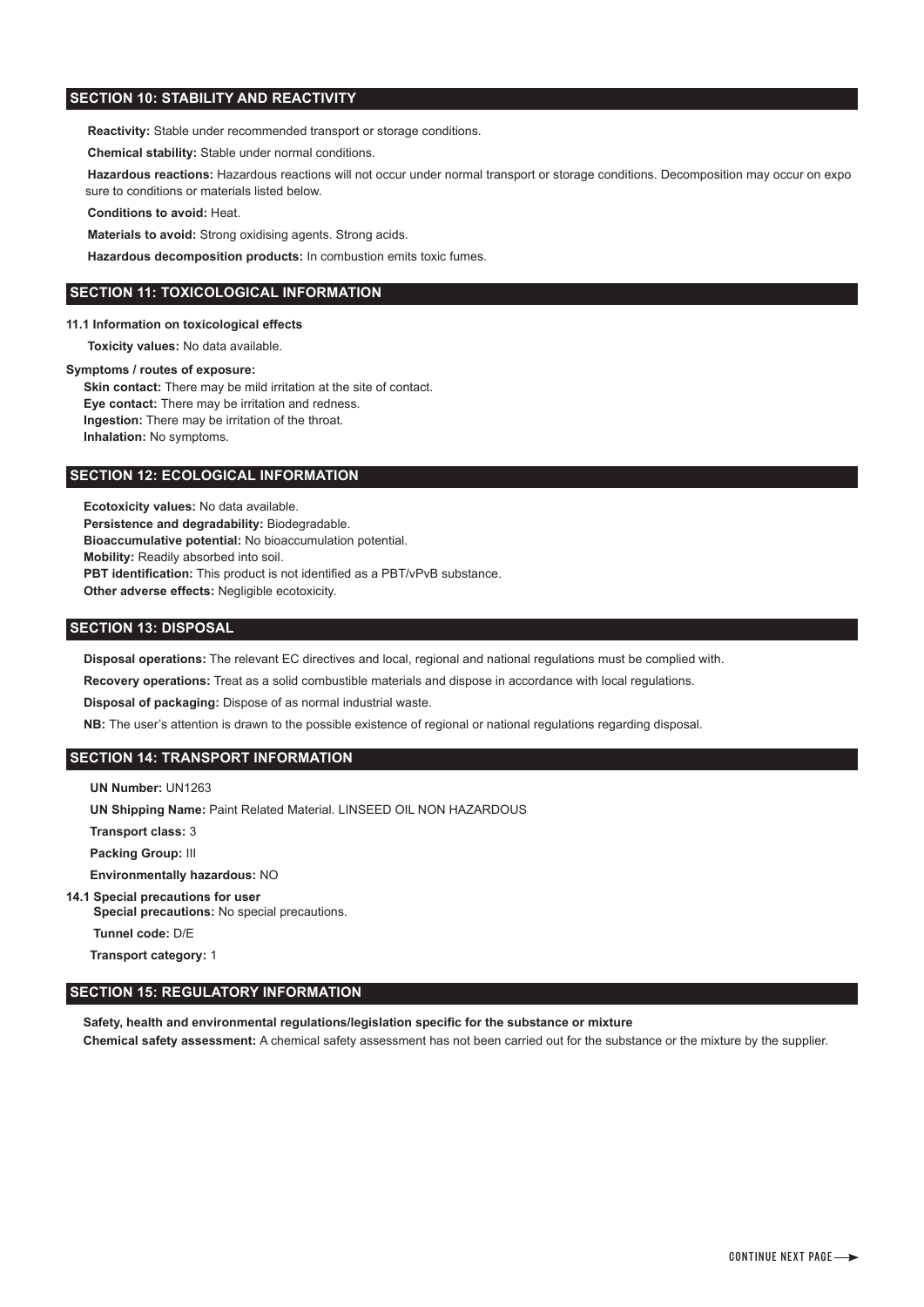## SECTION 10: STABILITY AND REACTIVITY

**Reactivity:** Stable under recommended transport or storage conditions.

**Chemical stability:** Stable under normal conditions.

**Hazardous reactions:** Hazardous reactions will not occur under normal transport or storage conditions. Decomposition may occur on expo sure to conditions or materials listed below.

**Conditions to avoid:** Heat.

**Materials to avoid:** Strong oxidising agents. Strong acids.

**Hazardous decomposition products:** In combustion emits toxic fumes.

## SECTION 11: TOXICOLOGICAL INFORMATION

**11.1 Information on toxicological effects**

**Toxicity values:** No data available.

**Symptoms / routes of exposure:**

**Skin contact:** There may be mild irritation at the site of contact.
**Eye contact:** There may be irritation and redness.
**Ingestion:** There may be irritation of the throat.
**Inhalation:** No symptoms.

## SECTION 12: ECOLOGICAL INFORMATION

**Ecotoxicity values:** No data available.
**Persistence and degradability:** Biodegradable.
**Bioaccumulative potential:** No bioaccumulation potential.
**Mobility:** Readily absorbed into soil.
**PBT identification:** This product is not identified as a PBT/vPvB substance.
**Other adverse effects:** Negligible ecotoxicity.

## SECTION 13: DISPOSAL

**Disposal operations:** The relevant EC directives and local, regional and national regulations must be complied with.

**Recovery operations:** Treat as a solid combustible materials and dispose in accordance with local regulations.

**Disposal of packaging:** Dispose of as normal industrial waste.

**NB:** The user's attention is drawn to the possible existence of regional or national regulations regarding disposal.

## SECTION 14: TRANSPORT INFORMATION

**UN Number:** UN1263

**UN Shipping Name:** Paint Related Material. LINSEED OIL NON HAZARDOUS

**Transport class:** 3

**Packing Group:** III

**Environmentally hazardous:** NO

**14.1 Special precautions for user**
**Special precautions:** No special precautions.

**Tunnel code:** D/E

**Transport category:** 1

## SECTION 15: REGULATORY INFORMATION

**Safety, health and environmental regulations/legislation specific for the substance or mixture**
**Chemical safety assessment:** A chemical safety assessment has not been carried out for the substance or the mixture by the supplier.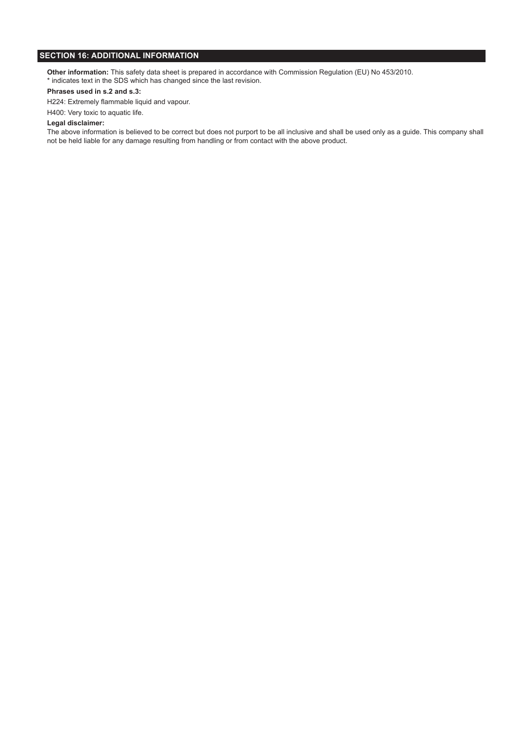## SECTION 16: ADDITIONAL INFORMATION

**Other information:** This safety data sheet is prepared in accordance with Commission Regulation (EU) No 453/2010.
* indicates text in the SDS which has changed since the last revision.

**Phrases used in s.2 and s.3:**

H224: Extremely flammable liquid and vapour.

H400: Very toxic to aquatic life.

**Legal disclaimer:**

The above information is believed to be correct but does not purport to be all inclusive and shall be used only as a guide. This company shall not be held liable for any damage resulting from handling or from contact with the above product.